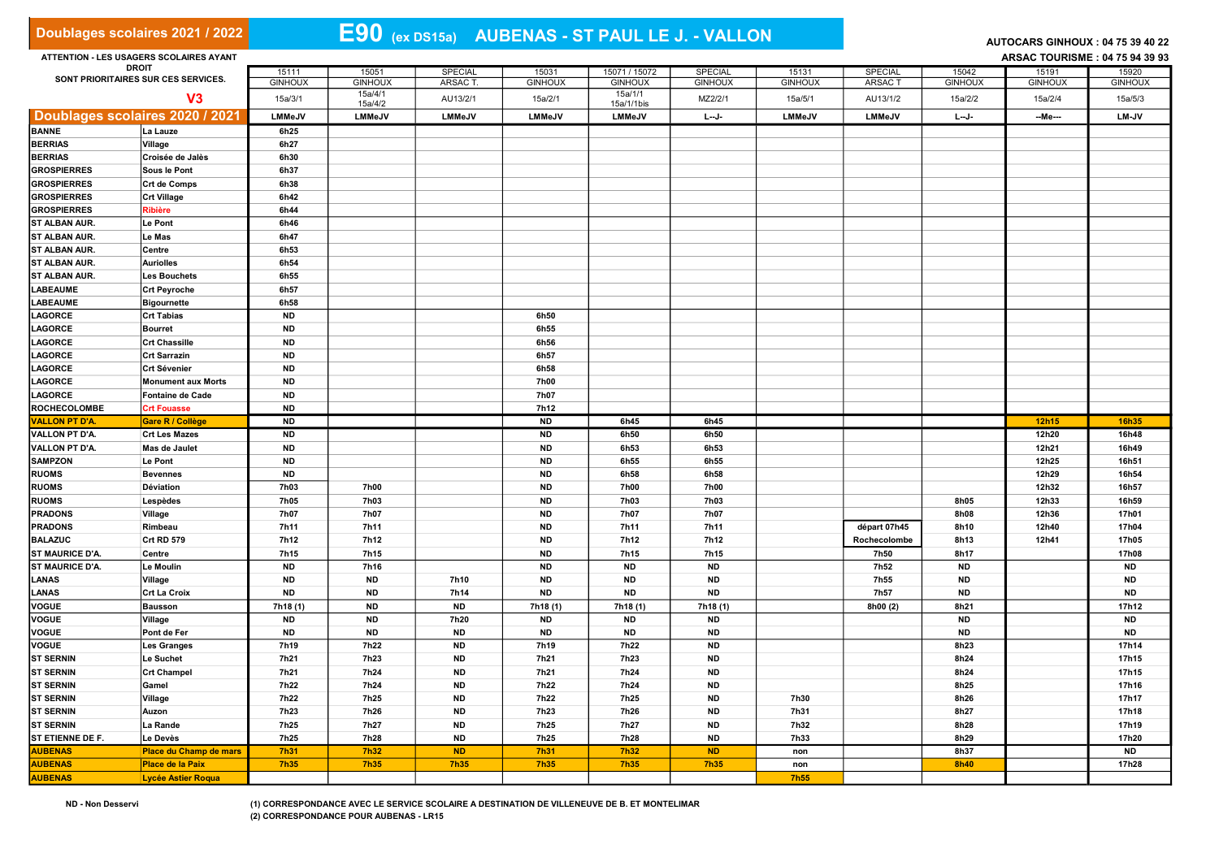# Doublages scolaires 2021 / 2022

## E90 (ex DS15a) AUBENAS - ST PAUL LE J. - VALLON

AUTOCARS GINHOUX : 04 75 39 40 22
ARSAC TOURISME : 04 75 94 39 93

ATTENTION - LES USAGERS SCOLAIRES AYANT DROIT SONT PRIORITAIRES SUR CES SERVICES.

V3

Doublages scolaires 2020 / 2021

| | | 15111 GINHOUX | 15051 GINHOUX | SPECIAL ARSAC T. | 15031 GINHOUX | 15071 / 15072 GINHOUX | SPECIAL GINHOUX | 15131 GINHOUX | SPECIAL ARSAC T | 15042 GINHOUX | 15191 GINHOUX | 15920 GINHOUX |
|---|---|---|---|---|---|---|---|---|---|---|---|---|
| | | 15a/3/1 | 15a/4/1 15a/4/2 | AU13/2/1 | 15a/2/1 | 15a/1/1 15a/1/1bis | MZ2/2/1 | 15a/5/1 | AU13/1/2 | 15a/2/2 | 15a/2/4 | 15a/5/3 |
| | | LMMeJV | LMMeJV | LMMeJV | LMMeJV | LMMeJV | L--J- | LMMeJV | LMMeJV | L--J- | --Me--- | LM-JV |
| BANNE | La Lauze | 6h25 | | | | | | | | | | |
| BERRIAS | Village | 6h27 | | | | | | | | | | |
| BERRIAS | Croisée de Jalès | 6h30 | | | | | | | | | | |
| GROSPIERRES | Sous le Pont | 6h37 | | | | | | | | | | |
| GROSPIERRES | Crt de Comps | 6h38 | | | | | | | | | | |
| GROSPIERRES | Crt Village | 6h42 | | | | | | | | | | |
| GROSPIERRES | Ribière | 6h44 | | | | | | | | | | |
| ST ALBAN AUR. | Le Pont | 6h46 | | | | | | | | | | |
| ST ALBAN AUR. | Le Mas | 6h47 | | | | | | | | | | |
| ST ALBAN AUR. | Centre | 6h53 | | | | | | | | | | |
| ST ALBAN AUR. | Auriolles | 6h54 | | | | | | | | | | |
| ST ALBAN AUR. | Les Bouchets | 6h55 | | | | | | | | | | |
| LABEAUME | Crt Peyroche | 6h57 | | | | | | | | | | |
| LABEAUME | Bigournette | 6h58 | | | | | | | | | | |
| LAGORCE | Crt Tabias | ND | | | 6h50 | | | | | | | |
| LAGORCE | Bourret | ND | | | 6h55 | | | | | | | |
| LAGORCE | Crt Chassille | ND | | | 6h56 | | | | | | | |
| LAGORCE | Crt Sarrazin | ND | | | 6h57 | | | | | | | |
| LAGORCE | Crt Sévenier | ND | | | 6h58 | | | | | | | |
| LAGORCE | Monument aux Morts | ND | | | 7h00 | | | | | | | |
| LAGORCE | Fontaine de Cade | ND | | | 7h07 | | | | | | | |
| ROCHECOLOMBE | Crt Fouasse | ND | | | 7h12 | | | | | | | |
| VALLON PT D'A. | Gare R / Collège | ND | | | ND | 6h45 | 6h45 | | | | 12h15 | 16h35 |
| VALLON PT D'A. | Crt Les Mazes | ND | | | ND | 6h50 | 6h50 | | | | 12h20 | 16h48 |
| VALLON PT D'A. | Mas de Jaulet | ND | | | ND | 6h53 | 6h53 | | | | 12h21 | 16h49 |
| SAMPZON | Le Pont | ND | | | ND | 6h55 | 6h55 | | | | 12h25 | 16h51 |
| RUOMS | Bevennes | ND | | | ND | 6h58 | 6h58 | | | | 12h29 | 16h54 |
| RUOMS | Déviation | 7h03 | 7h00 | | ND | 7h00 | 7h00 | | | | 12h32 | 16h57 |
| RUOMS | Lespèdes | 7h05 | 7h03 | | ND | 7h03 | 7h03 | | | 8h05 | 12h33 | 16h59 |
| PRADONS | Village | 7h07 | 7h07 | | ND | 7h07 | 7h07 | | | 8h08 | 12h36 | 17h01 |
| PRADONS | Rimbeau | 7h11 | 7h11 | | ND | 7h11 | 7h11 | | départ 07h45 | 8h10 | 12h40 | 17h04 |
| BALAZUC | Crt RD 579 | 7h12 | 7h12 | | ND | 7h12 | 7h12 | | Rochecolombe | 8h13 | 12h41 | 17h05 |
| ST MAURICE D'A. | Centre | 7h15 | 7h15 | | ND | 7h15 | 7h15 | | 7h50 | 8h17 | | 17h08 |
| ST MAURICE D'A. | Le Moulin | ND | 7h16 | | ND | ND | ND | | 7h52 | ND | | ND |
| LANAS | Village | ND | ND | 7h10 | ND | ND | ND | | 7h55 | ND | | ND |
| LANAS | Crt La Croix | ND | ND | 7h14 | ND | ND | ND | | 7h57 | ND | | ND |
| VOGUE | Bausson | 7h18 (1) | ND | ND | 7h18 (1) | 7h18 (1) | 7h18 (1) | | 8h00 (2) | 8h21 | | 17h12 |
| VOGUE | Village | ND | ND | 7h20 | ND | ND | ND | | | ND | | ND |
| VOGUE | Pont de Fer | ND | ND | ND | ND | ND | ND | | | ND | | ND |
| VOGUE | Les Granges | 7h19 | 7h22 | ND | 7h19 | 7h22 | ND | | | 8h23 | | 17h14 |
| ST SERNIN | Le Suchet | 7h21 | 7h23 | ND | 7h21 | 7h23 | ND | | | 8h24 | | 17h15 |
| ST SERNIN | Crt Champel | 7h21 | 7h24 | ND | 7h21 | 7h24 | ND | | | 8h24 | | 17h15 |
| ST SERNIN | Gamel | 7h22 | 7h24 | ND | 7h22 | 7h24 | ND | | | 8h25 | | 17h16 |
| ST SERNIN | Village | 7h22 | 7h25 | ND | 7h22 | 7h25 | ND | 7h30 | | 8h26 | | 17h17 |
| ST SERNIN | Auzon | 7h23 | 7h26 | ND | 7h23 | 7h26 | ND | 7h31 | | 8h27 | | 17h18 |
| ST SERNIN | La Rande | 7h25 | 7h27 | ND | 7h25 | 7h27 | ND | 7h32 | | 8h28 | | 17h19 |
| ST ETIENNE DE F. | Le Devès | 7h25 | 7h28 | ND | 7h25 | 7h28 | ND | 7h33 | | 8h29 | | 17h20 |
| AUBENAS | Place du Champ de mars | 7h31 | 7h32 | ND | 7h31 | 7h32 | ND | non | | 8h37 | | ND |
| AUBENAS | Place de la Paix | 7h35 | 7h35 | 7h35 | 7h35 | 7h35 | 7h35 | non | | 8h40 | | 17h28 |
| AUBENAS | Lycée Astier Roqua | | | | | | | 7h55 | | | | |

ND - Non Desservi

(1) CORRESPONDANCE AVEC LE SERVICE SCOLAIRE A DESTINATION DE VILLENEUVE DE B. ET MONTELIMAR

(2) CORRESPONDANCE POUR AUBENAS - LR15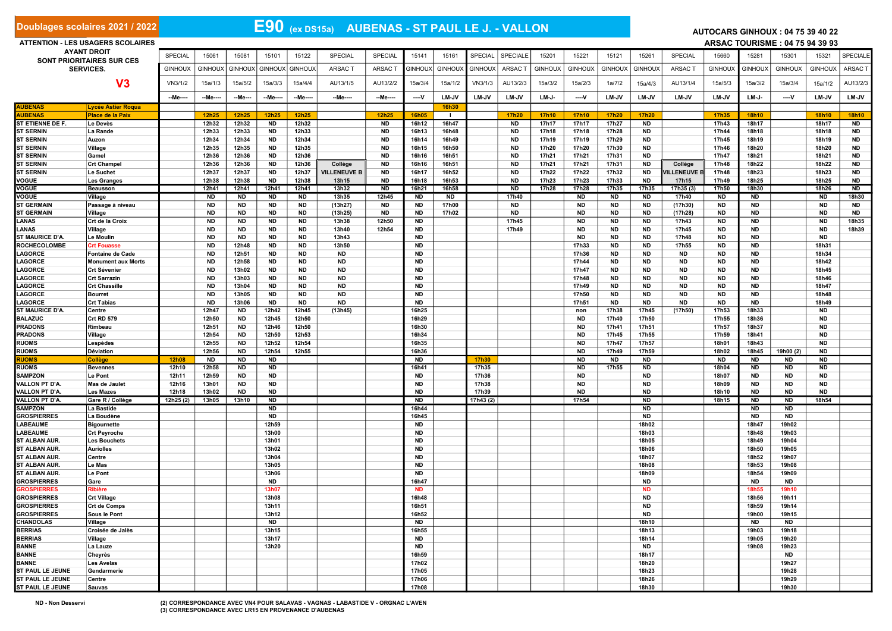**Doublages scolaires 2021 / 2022**

# E90 (ex DS15a) AUBENAS - ST PAUL LE J. - VALLON

AUTOCARS GINHOUX : 04 75 39 40 22
ARSAC TOURISME : 04 75 94 39 93

ATTENTION - LES USAGERS SCOLAIRES AYANT DROIT SONT PRIORITAIRES SUR CES SERVICES.

**V3**

| | | SPECIAL | 15061 | 15081 | 15101 | 15122 | SPECIAL | SPECIAL | 15141 | 15161 | SPECIAL | SPECIALE | 15201 | 15221 | 15121 | 15261 | SPECIAL | 15660 | 15281 | 15301 | 15321 | SPECIALE |
|---|---|---|---|---|---|---|---|---|---|---|---|---|---|---|---|---|---|---|---|---|---|---|
| | | GINHOUX | GINHOUX | GINHOUX | GINHOUX | GINHOUX | ARSAC T | ARSAC T | GINHOUX | GINHOUX | GINHOUX | ARSAC T | GINHOUX | GINHOUX | GINHOUX | GINHOUX | ARSAC T | GINHOUX | GINHOUX | GINHOUX | GINHOUX | ARSAC T |
| | | VN3/1/2 | 15a/1/3 | 15a/5/2 | 15a/3/3 | 15a/4/4 | AU13/1/5 | AU13/2/2 | 15a/3/4 | 15a/1/2 | VN3/1/3 | AU13/2/3 | 15a/3/2 | 15a/2/3 | 1a/7/2 | 15a/4/3 | AU13/1/4 | 15a/5/3 | 15a/3/2 | 15a/3/4 | 15a/1/2 | AU13/2/3 |
| | | --Me---- | --Me---- | --Me--- | --Me---- | --Me---- | --Me---- | --Me---- | ----V | LM-JV | LM-JV | LM-JV | LM-J- | ----V | LM-JV | LM-JV | LM-JV | LM-JV | LM-J- | ----V | LM-JV | LM-JV |
| AUBENAS | Lycée Astier Roqua | | | | | | | | | 16h30 | | | | | | | | | | | | |
| AUBENAS | Place de la Paix | | 12h25 | 12h25 | 12h25 | 12h25 | | 12h25 | 16h05 | I | | 17h20 | 17h10 | 17h10 | 17h20 | 17h20 | | 17h35 | 18h10 | | 18h10 | 18h10 |
| ST ETIENNE DE F. | Le Devès | | 12h32 | 12h32 | ND | 12h32 | | ND | 16h12 | 16h47 | | ND | 17h17 | 17h17 | 17h27 | ND | | 17h43 | 18h17 | | 18h17 | ND |
| ST SERNIN | La Rande | | 12h33 | 12h33 | ND | 12h33 | | ND | 16h13 | 16h48 | | ND | 17h18 | 17h18 | 17h28 | ND | | 17h44 | 18h18 | | 18h18 | ND |
| ST SERNIN | Auzon | | 12h34 | 12h34 | ND | 12h34 | | ND | 16h14 | 16h49 | | ND | 17h19 | 17h19 | 17h29 | ND | | 17h45 | 18h19 | | 18h19 | ND |
| ST SERNIN | Village | | 12h35 | 12h35 | ND | 12h35 | | ND | 16h15 | 16h50 | | ND | 17h20 | 17h20 | 17h30 | ND | | 17h46 | 18h20 | | 18h20 | ND |
| ST SERNIN | Gamel | | 12h36 | 12h36 | ND | 12h36 | | ND | 16h16 | 16h51 | | ND | 17h21 | 17h21 | 17h31 | ND | | 17h47 | 18h21 | | 18h21 | ND |
| ST SERNIN | Crt Champel | | 12h36 | 12h36 | ND | 12h36 | Collège | ND | 16h16 | 16h51 | | ND | 17h21 | 17h21 | 17h31 | ND | Collège | 17h48 | 18h22 | | 18h22 | ND |
| ST SERNIN | Le Suchet | | 12h37 | 12h37 | ND | 12h37 | VILLENEUVE B | ND | 16h17 | 16h52 | | ND | 17h22 | 17h22 | 17h32 | ND | VILLENEUVE B | 17h48 | 18h23 | | 18h23 | ND |
| VOGUE | Les Granges | | 12h38 | 12h38 | ND | 12h38 | 13h15 | ND | 16h18 | 16h53 | | ND | 17h23 | 17h23 | 17h33 | ND | 17h15 | 17h49 | 18h25 | | 18h25 | ND |
| VOGUE | Beausson | | 12h41 | 12h41 | 12h41 | 12h41 | 13h32 | ND | 16h21 | 16h58 | | ND | 17h28 | 17h28 | 17h35 | 17h35 | 17h35 (3) | 17h50 | 18h30 | | 18h26 | ND |
| VOGUE | Village | | ND | ND | ND | ND | 13h35 | 12h45 | ND | ND | | 17h40 | | ND | ND | ND | 17h40 | ND | ND | | ND | 18h30 |
| ST GERMAIN | Passage à niveau | | ND | ND | ND | ND | (13h27) | ND | ND | 17h00 | | ND | | ND | ND | ND | (17h30) | ND | ND | | ND | ND |
| ST GERMAIN | Village | | ND | ND | ND | ND | (13h25) | ND | ND | 17h02 | | ND | | ND | ND | ND | (17h28) | ND | ND | | ND | ND |
| LANAS | Crt de la Croix | | ND | ND | ND | ND | 13h38 | 12h50 | ND | | | 17h45 | | ND | ND | ND | 17h43 | ND | ND | | ND | 18h35 |
| LANAS | Village | | ND | ND | ND | ND | 13h40 | 12h54 | ND | | | 17h49 | | ND | ND | ND | 17h45 | ND | ND | | ND | 18h39 |
| ST MAURICE D'A. | Le Moulin | | ND | ND | ND | ND | 13h43 | | ND | | | | | ND | ND | ND | 17h48 | ND | ND | | ND | |
| ROCHECOLOMBE | Crt Fouasse | | ND | 12h48 | ND | ND | 13h50 | | ND | | | | | 17h33 | ND | ND | 17h55 | ND | ND | | 18h31 | |
| LAGORCE | Fontaine de Cade | | ND | 12h51 | ND | ND | ND | | ND | | | | | 17h36 | ND | ND | ND | ND | ND | | 18h34 | |
| LAGORCE | Monument aux Morts | | ND | 12h58 | ND | ND | ND | | ND | | | | | 17h44 | ND | ND | ND | ND | ND | | 18h42 | |
| LAGORCE | Crt Sévenier | | ND | 13h02 | ND | ND | ND | | ND | | | | | 17h47 | ND | ND | ND | ND | ND | | 18h45 | |
| LAGORCE | Crt Sarrazin | | ND | 13h03 | ND | ND | ND | | ND | | | | | 17h48 | ND | ND | ND | ND | ND | | 18h46 | |
| LAGORCE | Crt Chassille | | ND | 13h04 | ND | ND | ND | | ND | | | | | 17h49 | ND | ND | ND | ND | ND | | 18h47 | |
| LAGORCE | Bourret | | ND | 13h05 | ND | ND | ND | | ND | | | | | 17h50 | ND | ND | ND | ND | ND | | 18h48 | |
| LAGORCE | Crt Tabias | | ND | 13h06 | ND | ND | ND | | ND | | | | | 17h51 | ND | ND | ND | ND | ND | | 18h49 | |
| ST MAURICE D'A. | Centre | | 12h47 | ND | 12h42 | 12h45 | (13h45) | | 16h25 | | | | | non | 17h38 | 17h45 | (17h50) | 17h53 | 18h33 | | ND | |
| BALAZUC | Crt RD 579 | | 12h50 | ND | 12h45 | 12h50 | | | 16h29 | | | | | ND | 17h40 | 17h50 | | 17h55 | 18h36 | | ND | |
| PRADONS | Rimbeau | | 12h51 | ND | 12h46 | 12h50 | | | 16h30 | | | | | ND | 17h41 | 17h51 | | 17h57 | 18h37 | | ND | |
| PRADONS | Village | | 12h54 | ND | 12h50 | 12h53 | | | 16h34 | | | | | ND | 17h45 | 17h55 | | 17h59 | 18h41 | | ND | |
| RUOMS | Lespèdes | | 12h55 | ND | 12h52 | 12h54 | | | 16h35 | | | | | ND | 17h47 | 17h57 | | 18h01 | 18h43 | | ND | |
| RUOMS | Déviation | | 12h56 | ND | 12h54 | 12h55 | | | 16h36 | | | | | ND | 17h49 | 17h59 | | 18h02 | 18h45 | 19h00 (2) | ND | |
| RUOMS | Collège | 12h08 | ND | ND | ND | | | | ND | | 17h30 | | | ND | ND | ND | | ND | ND | ND | ND | |
| RUOMS | Bevennes | 12h10 | 12h58 | ND | ND | | | | 16h41 | | 17h35 | | | ND | 17h55 | ND | | 18h04 | ND | ND | ND | |
| SAMPZON | Le Pont | 12h11 | 12h59 | ND | ND | | | | ND | | 17h36 | | | ND | | ND | | 18h07 | ND | ND | ND | |
| VALLON PT D'A. | Mas de Jaulet | 12h16 | 13h01 | ND | ND | | | | ND | | 17h38 | | | ND | | ND | | 18h09 | ND | ND | ND | |
| VALLON PT D'A. | Les Mazes | 12h18 | 13h02 | ND | ND | | | | ND | | 17h39 | | | ND | | ND | | 18h10 | ND | ND | ND | |
| VALLON PT D'A. | Gare R / Collège | 12h25 (2) | 13h05 | 13h10 | ND | | | | ND | | 17h43 (2) | | | 17h54 | | ND | | 18h15 | ND | ND | 18h54 | |
| SAMPZON | La Bastide | | | | ND | | | | 16h44 | | | | | | | ND | | | ND | ND | | |
| GROSPIERRES | La Boudène | | | | ND | | | | 16h45 | | | | | | | ND | | | ND | ND | | |
| LABEAUME | Bigournette | | | | 12h59 | | | | ND | | | | | | | 18h02 | | | 18h47 | 19h02 | | |
| LABEAUME | Crt Peyroche | | | | 13h00 | | | | ND | | | | | | | 18h03 | | | 18h48 | 19h03 | | |
| ST ALBAN AUR. | Les Bouchets | | | | 13h01 | | | | ND | | | | | | | 18h05 | | | 18h49 | 19h04 | | |
| ST ALBAN AUR. | Auriolles | | | | 13h02 | | | | ND | | | | | | | 18h06 | | | 18h50 | 19h05 | | |
| ST ALBAN AUR. | Centre | | | | 13h04 | | | | ND | | | | | | | 18h07 | | | 18h52 | 19h07 | | |
| ST ALBAN AUR. | Le Mas | | | | 13h05 | | | | ND | | | | | | | 18h08 | | | 18h53 | 19h08 | | |
| ST ALBAN AUR. | Le Pont | | | | 13h06 | | | | ND | | | | | | | 18h09 | | | 18h54 | 19h09 | | |
| GROSPIERRES | Gare | | | | ND | | | | 16h47 | | | | | | | ND | | | ND | ND | | |
| GROSPIERRES | Ribière | | | | 13h07 | | | | ND | | | | | | | ND | | | 18h55 | 19h10 | | |
| GROSPIERRES | Crt Village | | | | 13h08 | | | | 16h48 | | | | | | | ND | | | 18h56 | 19h11 | | |
| GROSPIERRES | Crt de Comps | | | | 13h11 | | | | 16h51 | | | | | | | ND | | | 18h59 | 19h14 | | |
| GROSPIERRES | Sous le Pont | | | | 13h12 | | | | 16h52 | | | | | | | ND | | | 19h00 | 19h15 | | |
| CHANDOLAS | Village | | | | ND | | | | ND | | | | | | | 18h10 | | | ND | ND | | |
| BERRIAS | Croisée de Jalès | | | | 13h15 | | | | 16h55 | | | | | | | 18h13 | | | 19h03 | 19h18 | | |
| BERRIAS | Village | | | | 13h17 | | | | ND | | | | | | | 18h14 | | | 19h05 | 19h20 | | |
| BANNE | La Lauze | | | | 13h20 | | | | ND | | | | | | | ND | | | 19h08 | 19h23 | | |
| BANNE | Cheyrès | | | | | | | | 16h59 | | | | | | | 18h17 | | | | ND | | |
| BANNE | Les Avelas | | | | | | | | 17h02 | | | | | | | 18h20 | | | | 19h27 | | |
| ST PAUL LE JEUNE | Gendarmerie | | | | | | | | 17h05 | | | | | | | 18h23 | | | | 19h28 | | |
| ST PAUL LE JEUNE | Centre | | | | | | | | 17h06 | | | | | | | 18h26 | | | | 19h29 | | |
| ST PAUL LE JEUNE | Sauvas | | | | | | | | 17h08 | | | | | | | 18h30 | | | | 19h30 | | |

ND - Non Desservi

(2) CORRESPONDANCE AVEC VN4 POUR SALAVAS - VAGNAS - LABASTIDE V - ORGNAC L'AVEN
(3) CORRESPONDANCE AVEC LR15 EN PROVENANCE D'AUBENAS